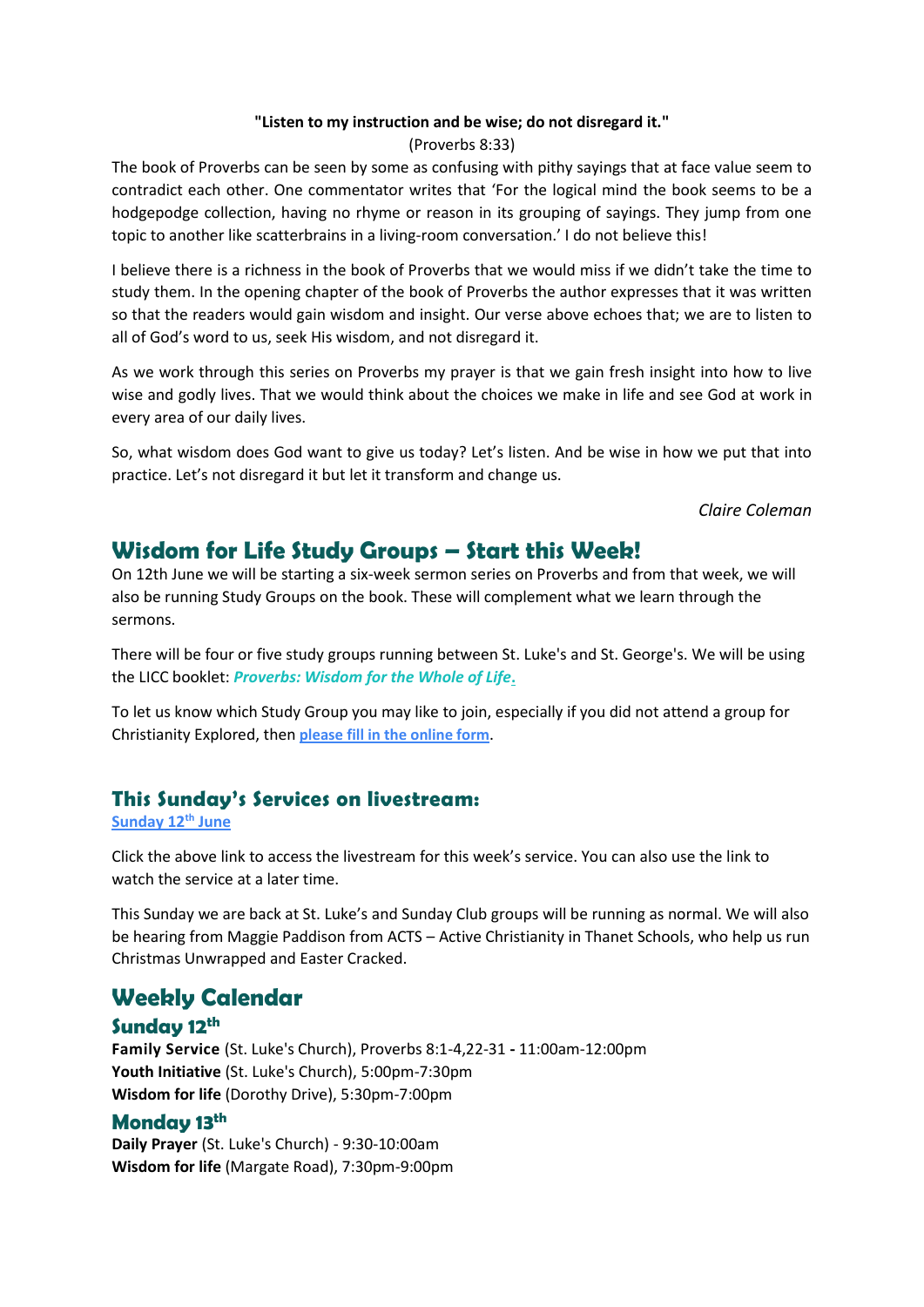**"Listen to my instruction and be wise; do not disregard it."**

(Proverbs 8:33)

The book of Proverbs can be seen by some as confusing with pithy sayings that at face value seem to contradict each other. One commentator writes that 'For the logical mind the book seems to be a hodgepodge collection, having no rhyme or reason in its grouping of sayings. They jump from one topic to another like scatterbrains in a living-room conversation.' I do not believe this!

I believe there is a richness in the book of Proverbs that we would miss if we didn't take the time to study them. In the opening chapter of the book of Proverbs the author expresses that it was written so that the readers would gain wisdom and insight. Our verse above echoes that; we are to listen to all of God's word to us, seek His wisdom, and not disregard it.

As we work through this series on Proverbs my prayer is that we gain fresh insight into how to live wise and godly lives. That we would think about the choices we make in life and see God at work in every area of our daily lives.

So, what wisdom does God want to give us today? Let's listen. And be wise in how we put that into practice. Let's not disregard it but let it transform and change us.

*Claire Coleman*

## Wisdom for Life Study Groups – Start this Week!

On 12th June we will be starting a six-week sermon series on Proverbs and from that week, we will also be running Study Groups on the book. These will complement what we learn through the sermons.

There will be four or five study groups running between St. Luke's and St. George's. We will be using the LICC booklet: ***Proverbs: Wisdom for the Whole of Life*.**

To let us know which Study Group you may like to join, especially if you did not attend a group for Christianity Explored, then **please fill in the online form**.

## This Sunday's Services on livestream:

**Sunday 12th June**

Click the above link to access the livestream for this week's service. You can also use the link to watch the service at a later time.

This Sunday we are back at St. Luke's and Sunday Club groups will be running as normal. We will also be hearing from Maggie Paddison from ACTS – Active Christianity in Thanet Schools, who help us run Christmas Unwrapped and Easter Cracked.

## Weekly Calendar

### Sunday 12th

**Family Service** (St. Luke's Church), Proverbs 8:1-4,22-31 **-** 11:00am-12:00pm
**Youth Initiative** (St. Luke's Church), 5:00pm-7:30pm
**Wisdom for life** (Dorothy Drive), 5:30pm-7:00pm

### Monday 13th

**Daily Prayer** (St. Luke's Church) - 9:30-10:00am
**Wisdom for life** (Margate Road), 7:30pm-9:00pm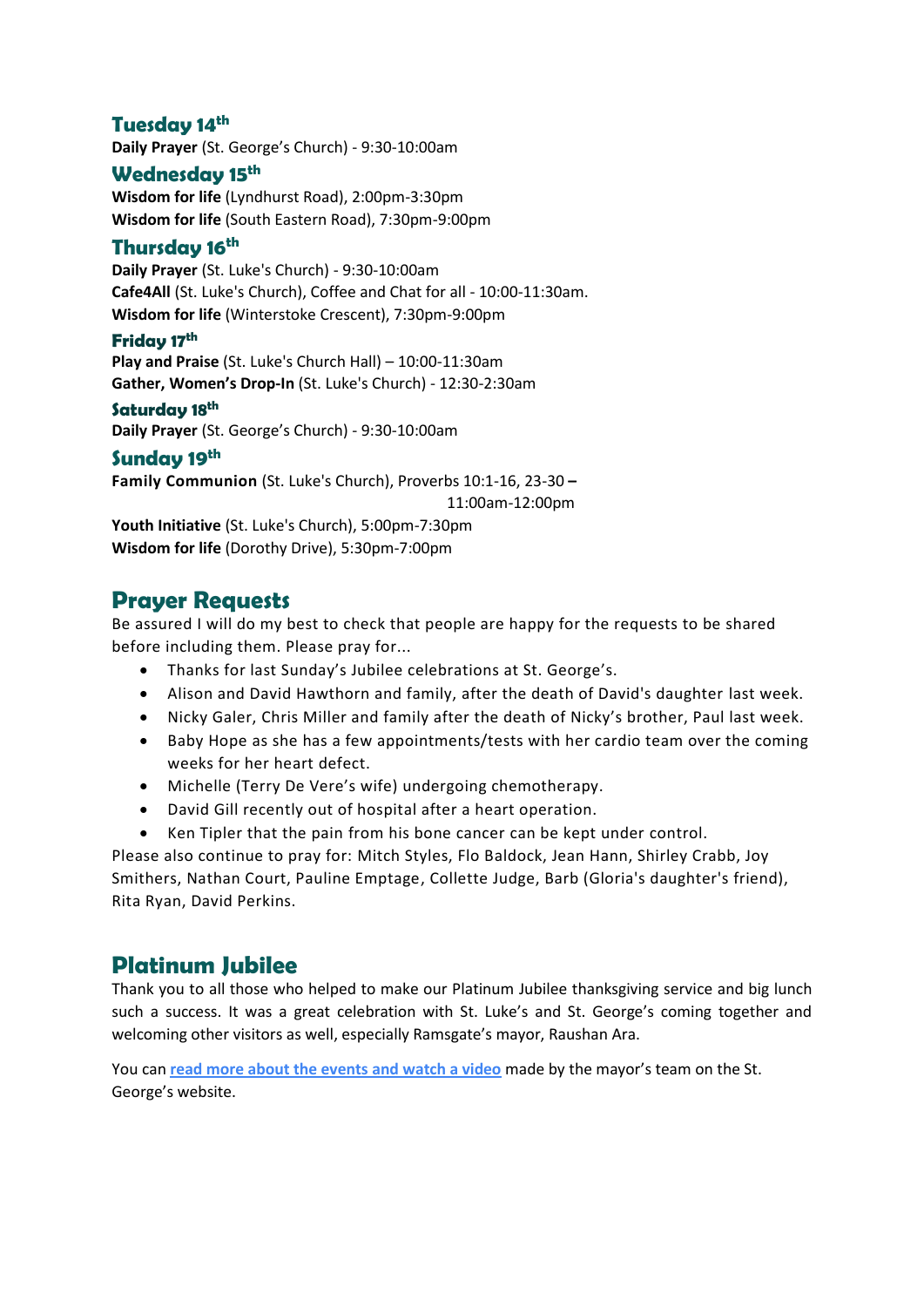### Tuesday 14th

**Daily Prayer** (St. George's Church) - 9:30-10:00am

### Wednesday 15th

**Wisdom for life** (Lyndhurst Road), 2:00pm-3:30pm
**Wisdom for life** (South Eastern Road), 7:30pm-9:00pm

### Thursday 16th

**Daily Prayer** (St. Luke's Church) - 9:30-10:00am
**Cafe4All** (St. Luke's Church), Coffee and Chat for all - 10:00-11:30am.
**Wisdom for life** (Winterstoke Crescent), 7:30pm-9:00pm

### Friday 17th

**Play and Praise** (St. Luke's Church Hall) – 10:00-11:30am
**Gather, Women's Drop-In** (St. Luke's Church) - 12:30-2:30am

### Saturday 18th

**Daily Prayer** (St. George's Church) - 9:30-10:00am

### Sunday 19th

**Family Communion** (St. Luke's Church), Proverbs 10:1-16, 23-30 – 11:00am-12:00pm
**Youth Initiative** (St. Luke's Church), 5:00pm-7:30pm
**Wisdom for life** (Dorothy Drive), 5:30pm-7:00pm

## Prayer Requests

Be assured I will do my best to check that people are happy for the requests to be shared before including them. Please pray for...

- Thanks for last Sunday's Jubilee celebrations at St. George's.
- Alison and David Hawthorn and family, after the death of David's daughter last week.
- Nicky Galer, Chris Miller and family after the death of Nicky's brother, Paul last week.
- Baby Hope as she has a few appointments/tests with her cardio team over the coming weeks for her heart defect.
- Michelle (Terry De Vere's wife) undergoing chemotherapy.
- David Gill recently out of hospital after a heart operation.
- Ken Tipler that the pain from his bone cancer can be kept under control.

Please also continue to pray for: Mitch Styles, Flo Baldock, Jean Hann, Shirley Crabb, Joy Smithers, Nathan Court, Pauline Emptage, Collette Judge, Barb (Gloria's daughter's friend), Rita Ryan, David Perkins.

## Platinum Jubilee

Thank you to all those who helped to make our Platinum Jubilee thanksgiving service and big lunch such a success. It was a great celebration with St. Luke's and St. George's coming together and welcoming other visitors as well, especially Ramsgate's mayor, Raushan Ara.

You can **read more about the events and watch a video** made by the mayor's team on the St. George's website.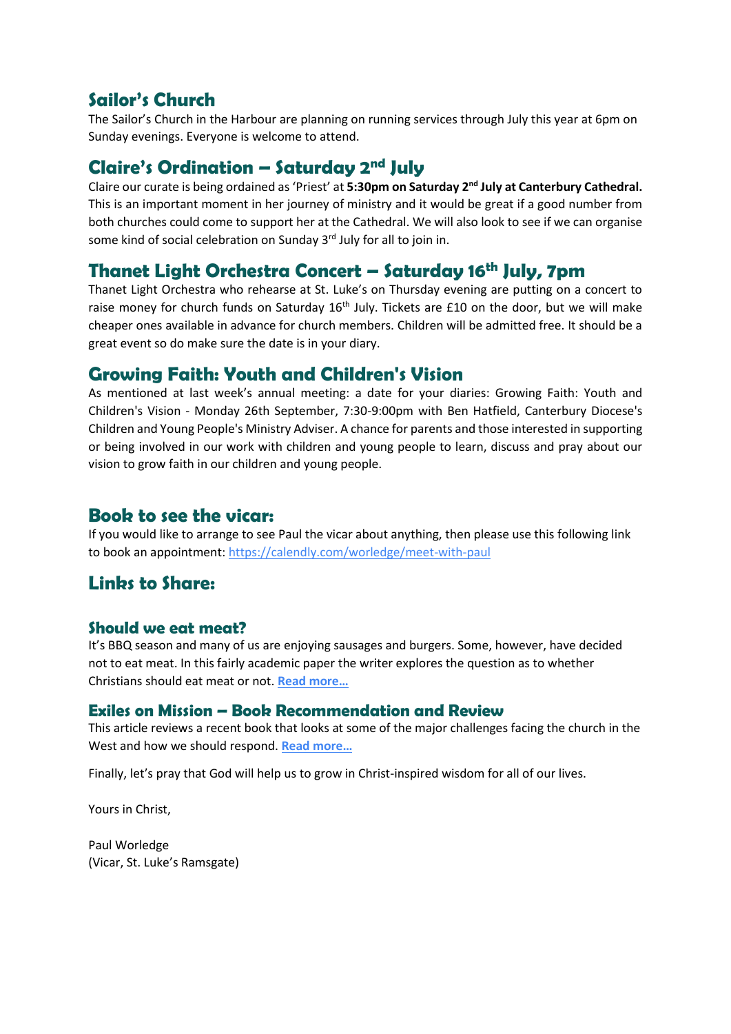## Sailor's Church

The Sailor's Church in the Harbour are planning on running services through July this year at 6pm on Sunday evenings. Everyone is welcome to attend.

## Claire's Ordination – Saturday 2nd July

Claire our curate is being ordained as 'Priest' at **5:30pm on Saturday 2nd July at Canterbury Cathedral.** This is an important moment in her journey of ministry and it would be great if a good number from both churches could come to support her at the Cathedral. We will also look to see if we can organise some kind of social celebration on Sunday 3rd July for all to join in.

## Thanet Light Orchestra Concert – Saturday 16th July, 7pm

Thanet Light Orchestra who rehearse at St. Luke's on Thursday evening are putting on a concert to raise money for church funds on Saturday 16th July. Tickets are £10 on the door, but we will make cheaper ones available in advance for church members. Children will be admitted free. It should be a great event so do make sure the date is in your diary.

## Growing Faith: Youth and Children's Vision

As mentioned at last week's annual meeting: a date for your diaries: Growing Faith: Youth and Children's Vision - Monday 26th September, 7:30-9:00pm with Ben Hatfield, Canterbury Diocese's Children and Young People's Ministry Adviser. A chance for parents and those interested in supporting or being involved in our work with children and young people to learn, discuss and pray about our vision to grow faith in our children and young people.

## Book to see the vicar:

If you would like to arrange to see Paul the vicar about anything, then please use this following link to book an appointment: https://calendly.com/worledge/meet-with-paul

## Links to Share:

### Should we eat meat?

It's BBQ season and many of us are enjoying sausages and burgers. Some, however, have decided not to eat meat. In this fairly academic paper the writer explores the question as to whether Christians should eat meat or not. **Read more…**

### Exiles on Mission – Book Recommendation and Review

This article reviews a recent book that looks at some of the major challenges facing the church in the West and how we should respond. **Read more…**

Finally, let's pray that God will help us to grow in Christ-inspired wisdom for all of our lives.

Yours in Christ,

Paul Worledge
(Vicar, St. Luke's Ramsgate)